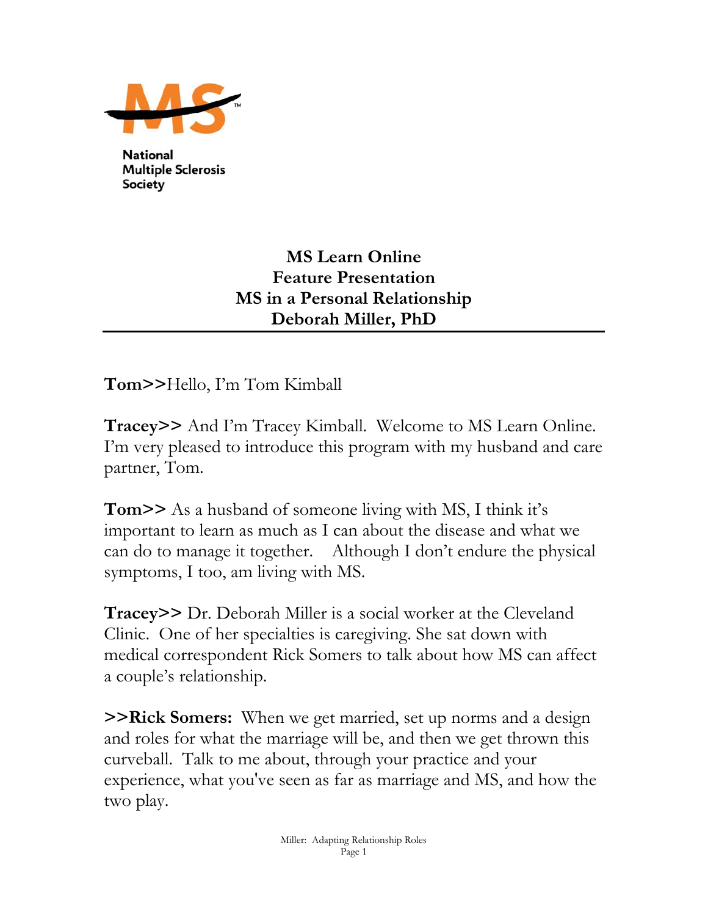National Multiple Sclerosis Society

# MS Learn Online
## Feature Presentation
## MS in a Personal Relationship
## Deborah Miller, PhD

---

**Tom>>**Hello, I'm Tom Kimball

**Tracey>>** And I'm Tracey Kimball. Welcome to MS Learn Online. I'm very pleased to introduce this program with my husband and care partner, Tom.

**Tom>>** As a husband of someone living with MS, I think it's important to learn as much as I can about the disease and what we can do to manage it together. Although I don't endure the physical symptoms, I too, am living with MS.

**Tracey>>** Dr. Deborah Miller is a social worker at the Cleveland Clinic. One of her specialties is caregiving. She sat down with medical correspondent Rick Somers to talk about how MS can affect a couple's relationship.

**>>Rick Somers:** When we get married, set up norms and a design and roles for what the marriage will be, and then we get thrown this curveball. Talk to me about, through your practice and your experience, what you've seen as far as marriage and MS, and how the two play.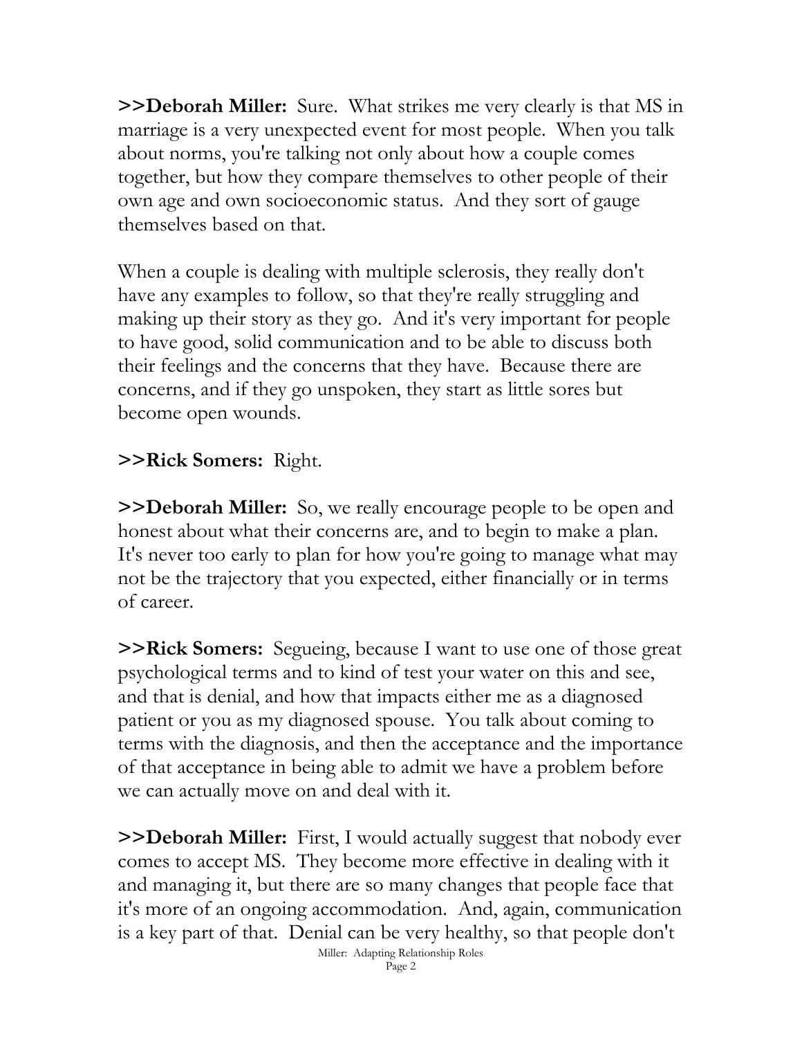**>>Deborah Miller:** Sure. What strikes me very clearly is that MS in marriage is a very unexpected event for most people. When you talk about norms, you're talking not only about how a couple comes together, but how they compare themselves to other people of their own age and own socioeconomic status. And they sort of gauge themselves based on that.

When a couple is dealing with multiple sclerosis, they really don't have any examples to follow, so that they're really struggling and making up their story as they go. And it's very important for people to have good, solid communication and to be able to discuss both their feelings and the concerns that they have. Because there are concerns, and if they go unspoken, they start as little sores but become open wounds.

**>>Rick Somers:** Right.

**>>Deborah Miller:** So, we really encourage people to be open and honest about what their concerns are, and to begin to make a plan. It's never too early to plan for how you're going to manage what may not be the trajectory that you expected, either financially or in terms of career.

**>>Rick Somers:** Segueing, because I want to use one of those great psychological terms and to kind of test your water on this and see, and that is denial, and how that impacts either me as a diagnosed patient or you as my diagnosed spouse. You talk about coming to terms with the diagnosis, and then the acceptance and the importance of that acceptance in being able to admit we have a problem before we can actually move on and deal with it.

**>>Deborah Miller:** First, I would actually suggest that nobody ever comes to accept MS. They become more effective in dealing with it and managing it, but there are so many changes that people face that it's more of an ongoing accommodation. And, again, communication is a key part of that. Denial can be very healthy, so that people don't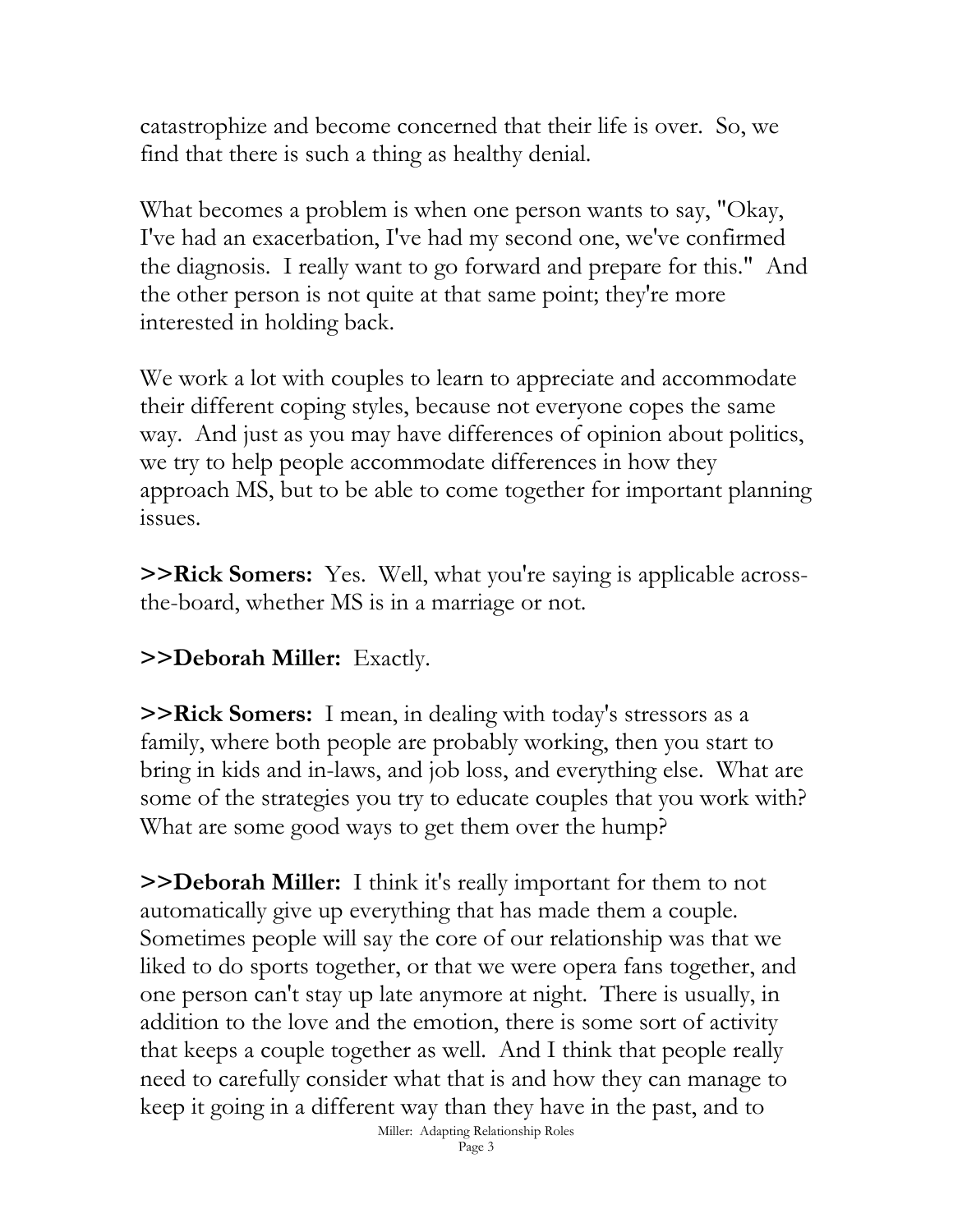catastrophize and become concerned that their life is over. So, we find that there is such a thing as healthy denial.

What becomes a problem is when one person wants to say, "Okay, I've had an exacerbation, I've had my second one, we've confirmed the diagnosis. I really want to go forward and prepare for this." And the other person is not quite at that same point; they're more interested in holding back.

We work a lot with couples to learn to appreciate and accommodate their different coping styles, because not everyone copes the same way. And just as you may have differences of opinion about politics, we try to help people accommodate differences in how they approach MS, but to be able to come together for important planning issues.

**>>Rick Somers:** Yes. Well, what you're saying is applicable across-the-board, whether MS is in a marriage or not.

**>>Deborah Miller:** Exactly.

**>>Rick Somers:** I mean, in dealing with today's stressors as a family, where both people are probably working, then you start to bring in kids and in-laws, and job loss, and everything else. What are some of the strategies you try to educate couples that you work with? What are some good ways to get them over the hump?

**>>Deborah Miller:** I think it's really important for them to not automatically give up everything that has made them a couple. Sometimes people will say the core of our relationship was that we liked to do sports together, or that we were opera fans together, and one person can't stay up late anymore at night. There is usually, in addition to the love and the emotion, there is some sort of activity that keeps a couple together as well. And I think that people really need to carefully consider what that is and how they can manage to keep it going in a different way than they have in the past, and to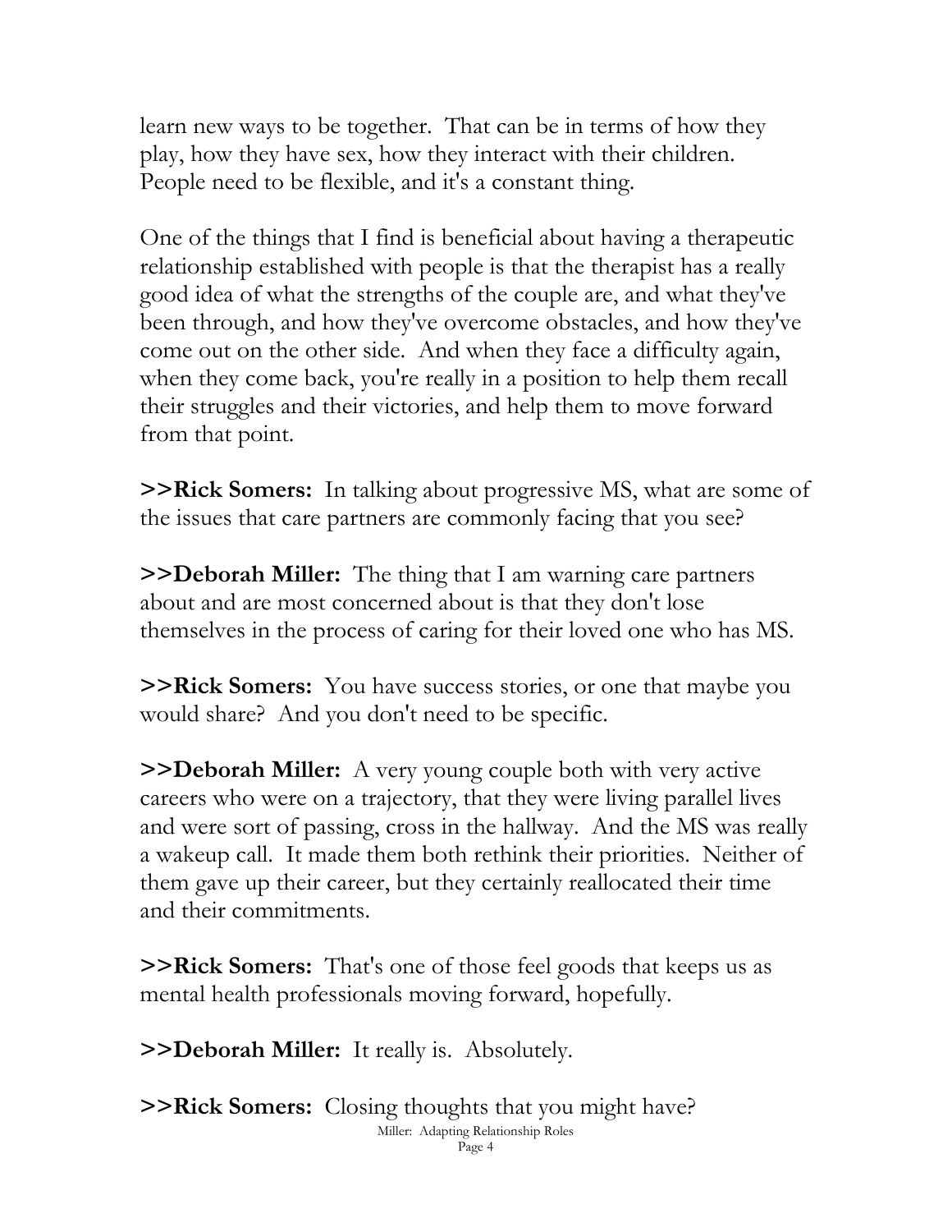learn new ways to be together. That can be in terms of how they play, how they have sex, how they interact with their children. People need to be flexible, and it's a constant thing.

One of the things that I find is beneficial about having a therapeutic relationship established with people is that the therapist has a really good idea of what the strengths of the couple are, and what they've been through, and how they've overcome obstacles, and how they've come out on the other side. And when they face a difficulty again, when they come back, you're really in a position to help them recall their struggles and their victories, and help them to move forward from that point.

**>>Rick Somers:** In talking about progressive MS, what are some of the issues that care partners are commonly facing that you see?

**>>Deborah Miller:** The thing that I am warning care partners about and are most concerned about is that they don't lose themselves in the process of caring for their loved one who has MS.

**>>Rick Somers:** You have success stories, or one that maybe you would share? And you don't need to be specific.

**>>Deborah Miller:** A very young couple both with very active careers who were on a trajectory, that they were living parallel lives and were sort of passing, cross in the hallway. And the MS was really a wakeup call. It made them both rethink their priorities. Neither of them gave up their career, but they certainly reallocated their time and their commitments.

**>>Rick Somers:** That's one of those feel goods that keeps us as mental health professionals moving forward, hopefully.

**>>Deborah Miller:** It really is. Absolutely.

**>>Rick Somers:** Closing thoughts that you might have?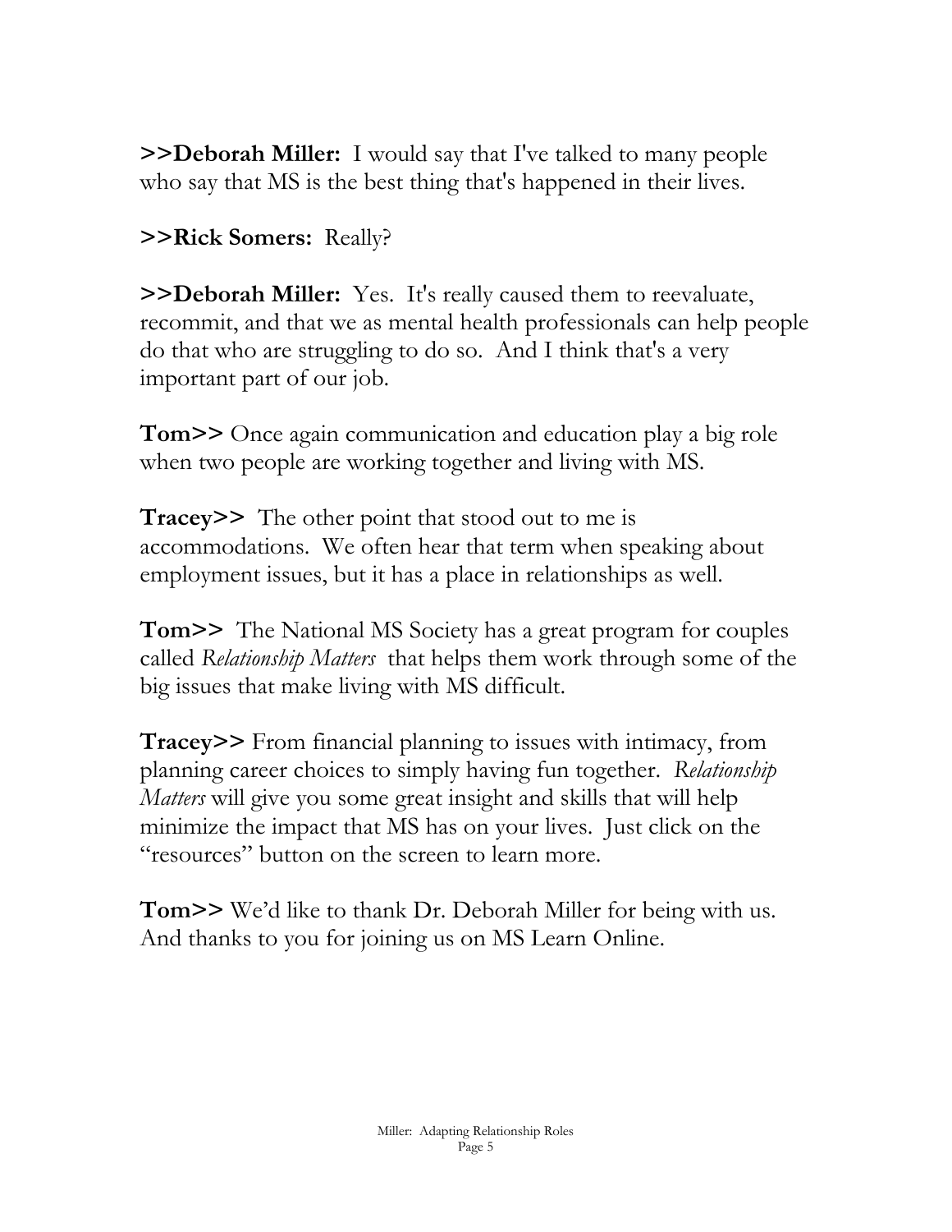**>>Deborah Miller:** I would say that I've talked to many people who say that MS is the best thing that's happened in their lives.

**>>Rick Somers:** Really?

**>>Deborah Miller:** Yes. It's really caused them to reevaluate, recommit, and that we as mental health professionals can help people do that who are struggling to do so. And I think that's a very important part of our job.

**Tom>>** Once again communication and education play a big role when two people are working together and living with MS.

**Tracey>>** The other point that stood out to me is accommodations. We often hear that term when speaking about employment issues, but it has a place in relationships as well.

**Tom>>** The National MS Society has a great program for couples called *Relationship Matters* that helps them work through some of the big issues that make living with MS difficult.

**Tracey>>** From financial planning to issues with intimacy, from planning career choices to simply having fun together. *Relationship Matters* will give you some great insight and skills that will help minimize the impact that MS has on your lives. Just click on the "resources" button on the screen to learn more.

**Tom>>** We'd like to thank Dr. Deborah Miller for being with us. And thanks to you for joining us on MS Learn Online.